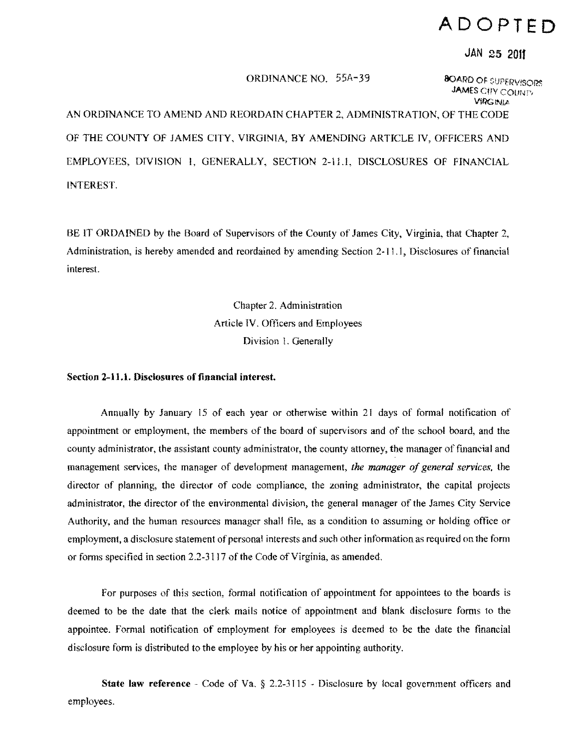**ADOPTED**

**JAN 25 2011**

ORDINANCE NO. 55A-39

BOARD OF SUPERVISORS
JAMES CITY COUNTY
VIRGINIA

AN ORDINANCE TO AMEND AND REORDAIN CHAPTER 2, ADMINISTRATION, OF THE CODE OF THE COUNTY OF JAMES CITY, VIRGINIA, BY AMENDING ARTICLE IV, OFFICERS AND EMPLOYEES, DIVISION 1, GENERALLY, SECTION 2-11.1, DISCLOSURES OF FINANCIAL INTEREST.

BE IT ORDAINED by the Board of Supervisors of the County of James City, Virginia, that Chapter 2, Administration, is hereby amended and reordained by amending Section 2-11.1, Disclosures of financial interest.

Chapter 2. Administration
Article IV. Officers and Employees
Division 1. Generally

**Section 2-11.1. Disclosures of financial interest.**

Annually by January 15 of each year or otherwise within 21 days of formal notification of appointment or employment, the members of the board of supervisors and of the school board, and the county administrator, the assistant county administrator, the county attorney, the manager of financial and management services, the manager of development management, *the manager of general services*, the director of planning, the director of code compliance, the zoning administrator, the capital projects administrator, the director of the environmental division, the general manager of the James City Service Authority, and the human resources manager shall file, as a condition to assuming or holding office or employment, a disclosure statement of personal interests and such other information as required on the form or forms specified in section 2.2-3117 of the Code of Virginia, as amended.

For purposes of this section, formal notification of appointment for appointees to the boards is deemed to be the date that the clerk mails notice of appointment and blank disclosure forms to the appointee. Formal notification of employment for employees is deemed to be the date the financial disclosure form is distributed to the employee by his or her appointing authority.

**State law reference** - Code of Va. § 2.2-3115 - Disclosure by local government officers and employees.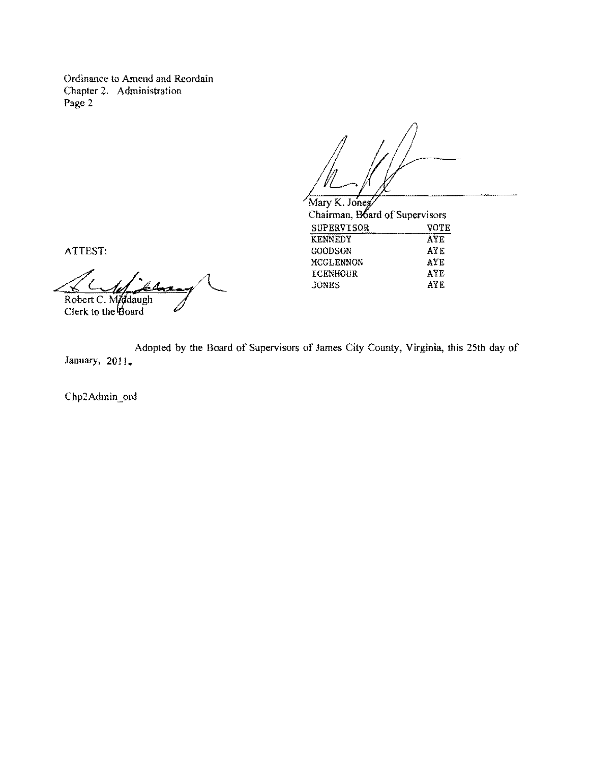Ordinance to Amend and Reordain
Chapter 2. Administration
Page 2

Mary K. Jones
Chairman, Board of Supervisors

| SUPERVISOR | VOTE |
|---|---|
| KENNEDY | AYE |
| GOODSON | AYE |
| MCGLENNON | AYE |
| ICENHOUR | AYE |
| JONES | AYE |

ATTEST:

Robert C. Middaugh
Clerk to the Board

Adopted by the Board of Supervisors of James City County, Virginia, this 25th day of January, 2011.

Chp2Admin_ord